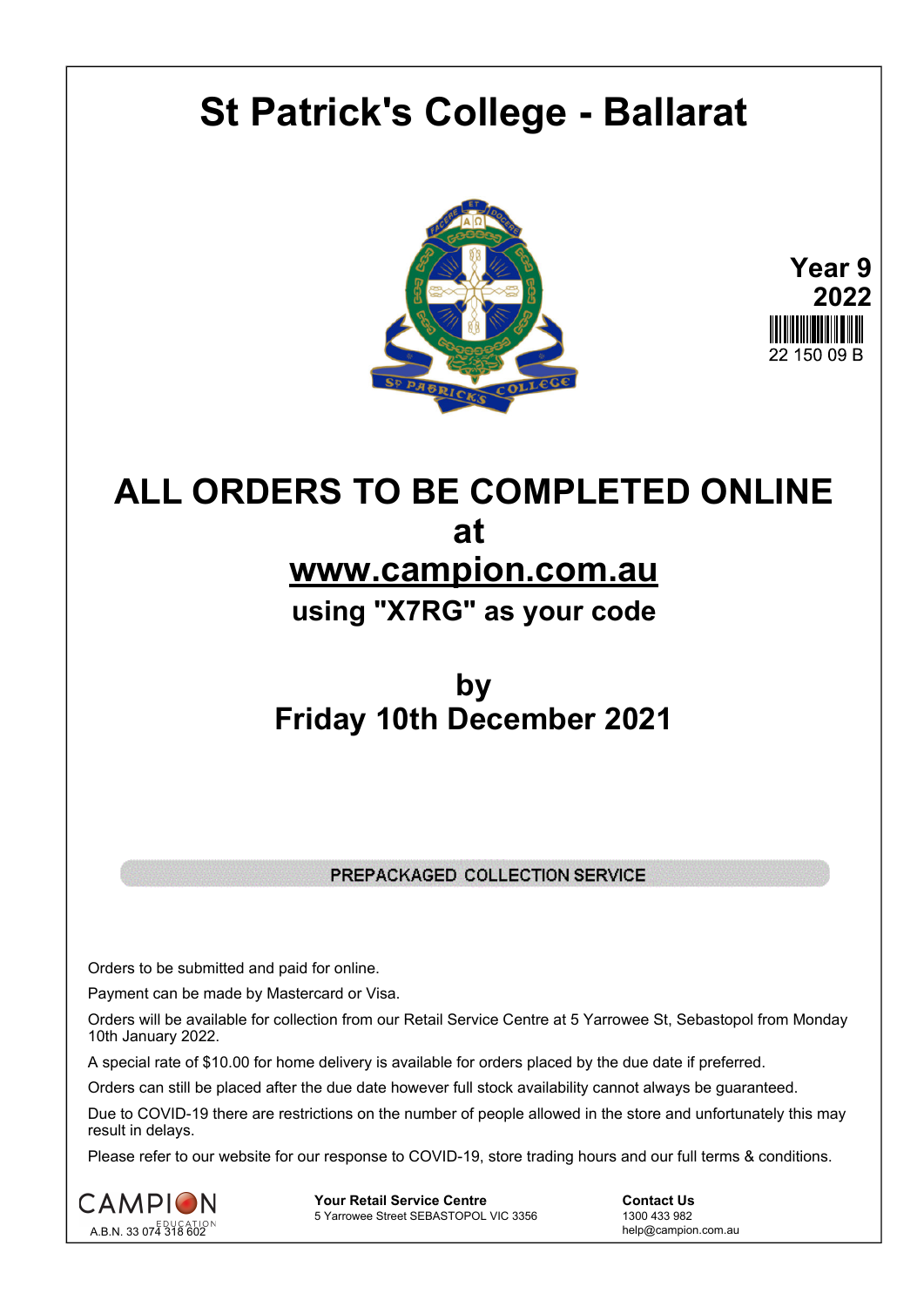# St Patrick's College - Ballarat

**Year 9**
**2022**
22 150 09 B

## ALL ORDERS TO BE COMPLETED ONLINE at [www.campion.com.au](http://www.campion.com.au)

### using "X7RG" as your code

## by Friday 10th December 2021

**PREPACKAGED COLLECTION SERVICE**

Orders to be submitted and paid for online.

Payment can be made by Mastercard or Visa.

Orders will be available for collection from our Retail Service Centre at 5 Yarrowee St, Sebastopol from Monday 10th January 2022.

A special rate of $10.00 for home delivery is available for orders placed by the due date if preferred.

Orders can still be placed after the due date however full stock availability cannot always be guaranteed.

Due to COVID-19 there are restrictions on the number of people allowed in the store and unfortunately this may result in delays.

Please refer to our website for our response to COVID-19, store trading hours and our full terms & conditions.

CAMPION EDUCATION
A.B.N. 33 074 318 602

**Your Retail Service Centre**
5 Yarrowee Street SEBASTOPOL VIC 3356

**Contact Us**
1300 433 982
help@campion.com.au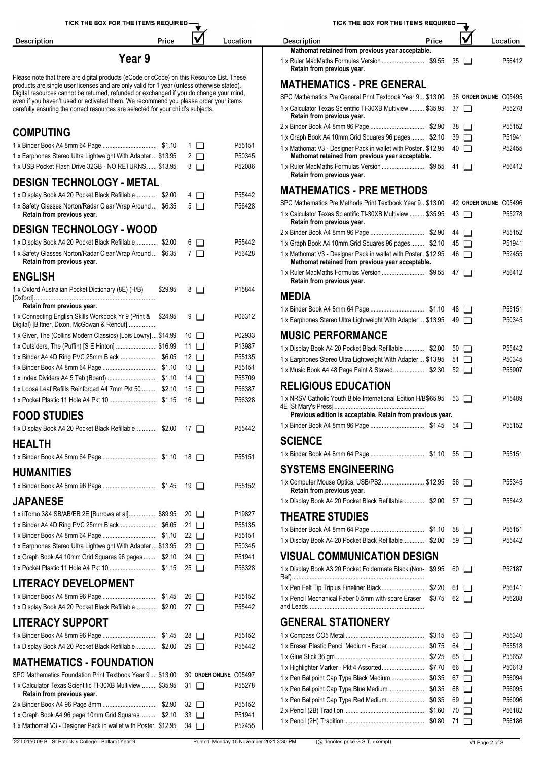# Year 9

Please note that there are digital products (eCode or cCode) on this Resource List. These products are single user licenses and are only valid for 1 year (unless otherwise stated). Digital resources cannot be returned, refunded or exchanged if you do change your mind, even if you haven't used or activated them. We recommend you please order your items carefully ensuring the correct resources are selected for your child's subjects.

TICK THE BOX FOR THE ITEMS REQUIRED

## COMPUTING

| Description | Price | ☑ | Location |
|---|---|---|---|
| 1 x Binder Book A4 8mm 64 Page | $1.10 | 1 ☐ | P55151 |
| 1 x Earphones Stereo Ultra Lightweight With Adapter | $13.95 | 2 ☐ | P50345 |
| 1 x USB Pocket Flash Drive 32GB - NO RETURNS | $13.95 | 3 ☐ | P52086 |

## DESIGN TECHNOLOGY - METAL

| Description | Price | ☑ | Location |
|---|---|---|---|
| 1 x Display Book A4 20 Pocket Black Refillable | $2.00 | 4 ☐ | P55442 |
| 1 x Safety Glasses Norton/Radar Clear Wrap Around **Retain from previous year.** | $6.35 | 5 ☐ | P56428 |

## DESIGN TECHNOLOGY - WOOD

| Description | Price | ☑ | Location |
|---|---|---|---|
| 1 x Display Book A4 20 Pocket Black Refillable | $2.00 | 6 ☐ | P55442 |
| 1 x Safety Glasses Norton/Radar Clear Wrap Around **Retain from previous year.** | $6.35 | 7 ☐ | P56428 |

## ENGLISH

| Description | Price | ☑ | Location |
|---|---|---|---|
| 1 x Oxford Australian Pocket Dictionary (8E) (H/B) [Oxford] **Retain from previous year.** | $29.95 | 8 ☐ | P15844 |
| 1 x Connecting English Skills Workbook Yr 9 (Print & Digital) [Bittner, Dixon, McGowan & Renouf] | $24.95 | 9 ☐ | P06312 |
| 1 x Giver, The (Collins Modern Classics) [Lois Lowry] | $14.99 | 10 ☐ | P02933 |
| 1 x Outsiders, The (Puffin) [S E Hinton] | $16.99 | 11 ☐ | P13987 |
| 1 x Binder A4 4D Ring PVC 25mm Black | $6.05 | 12 ☐ | P55135 |
| 1 x Binder Book A4 8mm 64 Page | $1.10 | 13 ☐ | P55151 |
| 1 x Index Dividers A4 5 Tab (Board) | $1.10 | 14 ☐ | P55709 |
| 1 x Loose Leaf Refills Reinforced A4 7mm Pkt 50 | $2.10 | 15 ☐ | P56387 |
| 1 x Pocket Plastic 11 Hole A4 Pkt 10 | $1.15 | 16 ☐ | P56328 |

## FOOD STUDIES

| Description | Price | ☑ | Location |
|---|---|---|---|
| 1 x Display Book A4 20 Pocket Black Refillable | $2.00 | 17 ☐ | P55442 |

## HEALTH

| Description | Price | ☑ | Location |
|---|---|---|---|
| 1 x Binder Book A4 8mm 64 Page | $1.10 | 18 ☐ | P55151 |

## HUMANITIES

| Description | Price | ☑ | Location |
|---|---|---|---|
| 1 x Binder Book A4 8mm 96 Page | $1.45 | 19 ☐ | P55152 |

## JAPANESE

| Description | Price | ☑ | Location |
|---|---|---|---|
| 1 x iiTomo 3&4 SB/AB/EB 2E [Burrows et al] | $89.95 | 20 ☐ | P19827 |
| 1 x Binder A4 4D Ring PVC 25mm Black | $6.05 | 21 ☐ | P55135 |
| 1 x Binder Book A4 8mm 64 Page | $1.10 | 22 ☐ | P55151 |
| 1 x Earphones Stereo Ultra Lightweight With Adapter | $13.95 | 23 ☐ | P50345 |
| 1 x Graph Book A4 10mm Grid Squares 96 pages | $2.10 | 24 ☐ | P51941 |
| 1 x Pocket Plastic 11 Hole A4 Pkt 10 | $1.15 | 25 ☐ | P56328 |

## LITERACY DEVELOPMENT

| Description | Price | ☑ | Location |
|---|---|---|---|
| 1 x Binder Book A4 8mm 96 Page | $1.45 | 26 ☐ | P55152 |
| 1 x Display Book A4 20 Pocket Black Refillable | $2.00 | 27 ☐ | P55442 |

## LITERACY SUPPORT

| Description | Price | ☑ | Location |
|---|---|---|---|
| 1 x Binder Book A4 8mm 96 Page | $1.45 | 28 ☐ | P55152 |
| 1 x Display Book A4 20 Pocket Black Refillable | $2.00 | 29 ☐ | P55442 |

## MATHEMATICS - FOUNDATION

| Description | Price | ☑ | Location |
|---|---|---|---|
| SPC Mathematics Foundation Print Textbook Year 9 | $13.00 | 30 ORDER ONLINE | C05497 |
| 1 x Calculator Texas Scientific TI-30XB Multiview **Retain from previous year.** | $35.95 | 31 ☐ | P55278 |
| 2 x Binder Book A4 96 Page 8mm | $2.90 | 32 ☐ | P55152 |
| 1 x Graph Book A4 96 page 10mm Grid Squares | $2.10 | 33 ☐ | P51941 |
| 1 x Mathomat V3 - Designer Pack in wallet with Poster **Mathomat retained from previous year acceptable.** | $12.95 | 34 ☐ | P52455 |
| 1 x Ruler MadMaths Formulas Version **Retain from previous year.** | $9.55 | 35 ☐ | P56412 |

## MATHEMATICS - PRE GENERAL

| Description | Price | ☑ | Location |
|---|---|---|---|
| SPC Mathematics Pre General Print Textbook Year 9 | $13.00 | 36 ORDER ONLINE | C05495 |
| 1 x Calculator Texas Scientific TI-30XB Multiview **Retain from previous year.** | $35.95 | 37 ☐ | P55278 |
| 2 x Binder Book A4 8mm 96 Page | $2.90 | 38 ☐ | P55152 |
| 1 x Graph Book A4 10mm Grid Squares 96 pages | $2.10 | 39 ☐ | P51941 |
| 1 x Mathomat V3 - Designer Pack in wallet with Poster **Mathomat retained from previous year acceptable.** | $12.95 | 40 ☐ | P52455 |
| 1 x Ruler MadMaths Formulas Version **Retain from previous year.** | $9.55 | 41 ☐ | P56412 |

## MATHEMATICS - PRE METHODS

| Description | Price | ☑ | Location |
|---|---|---|---|
| SPC Mathematics Pre Methods Print Textbook Year 9 | $13.00 | 42 ORDER ONLINE | C05496 |
| 1 x Calculator Texas Scientific TI-30XB Multiview **Retain from previous year.** | $35.95 | 43 ☐ | P55278 |
| 2 x Binder Book A4 8mm 96 Page | $2.90 | 44 ☐ | P55152 |
| 1 x Graph Book A4 10mm Grid Squares 96 pages | $2.10 | 45 ☐ | P51941 |
| 1 x Mathomat V3 - Designer Pack in wallet with Poster **Mathomat retained from previous year acceptable.** | $12.95 | 46 ☐ | P52455 |
| 1 x Ruler MadMaths Formulas Version **Retain from previous year.** | $9.55 | 47 ☐ | P56412 |

## MEDIA

| Description | Price | ☑ | Location |
|---|---|---|---|
| 1 x Binder Book A4 8mm 64 Page | $1.10 | 48 ☐ | P55151 |
| 1 x Earphones Stereo Ultra Lightweight With Adapter | $13.95 | 49 ☐ | P50345 |

## MUSIC PERFORMANCE

| Description | Price | ☑ | Location |
|---|---|---|---|
| 1 x Display Book A4 20 Pocket Black Refillable | $2.00 | 50 ☐ | P55442 |
| 1 x Earphones Stereo Ultra Lightweight With Adapter | $13.95 | 51 ☐ | P50345 |
| 1 x Music Book A4 48 Page Feint & Staved | $2.30 | 52 ☐ | P55907 |

## RELIGIOUS EDUCATION

| Description | Price | ☑ | Location |
|---|---|---|---|
| 1 x NRSV Catholic Youth Bible International Edition H/B 4E [St Mary's Press] **Previous edition is acceptable. Retain from previous year.** | $65.95 | 53 ☐ | P15489 |
| 1 x Binder Book A4 8mm 96 Page | $1.45 | 54 ☐ | P55152 |

## SCIENCE

| Description | Price | ☑ | Location |
|---|---|---|---|
| 1 x Binder Book A4 8mm 64 Page | $1.10 | 55 ☐ | P55151 |

## SYSTEMS ENGINEERING

| Description | Price | ☑ | Location |
|---|---|---|---|
| 1 x Computer Mouse Optical USB/PS2 **Retain from previous year.** | $12.95 | 56 ☐ | P55345 |
| 1 x Display Book A4 20 Pocket Black Refillable | $2.00 | 57 ☐ | P55442 |

## THEATRE STUDIES

| Description | Price | ☑ | Location |
|---|---|---|---|
| 1 x Binder Book A4 8mm 64 Page | $1.10 | 58 ☐ | P55151 |
| 1 x Display Book A4 20 Pocket Black Refillable | $2.00 | 59 ☐ | P55442 |

## VISUAL COMMUNICATION DESIGN

| Description | Price | ☑ | Location |
|---|---|---|---|
| 1 x Display Book A3 20 Pocket Foldermate Black (Non-Ref) | $9.95 | 60 ☐ | P52187 |
| 1 x Pen Felt Tip Triplus Fineliner Black | $2.20 | 61 ☐ | P56141 |
| 1 x Pencil Mechanical Faber 0.5mm with spare Eraser and Leads | $3.75 | 62 ☐ | P56288 |

## GENERAL STATIONERY

| Description | Price | ☑ | Location |
|---|---|---|---|
| 1 x Compass CO5 Metal | $3.15 | 63 ☐ | P55340 |
| 1 x Eraser Plastic Pencil Medium - Faber | $0.75 | 64 ☐ | P55518 |
| 1 x Glue Stick 36 gm | $2.25 | 65 ☐ | P55652 |
| 1 x Highlighter Marker - Pkt 4 Assorted | $7.70 | 66 ☐ | P50613 |
| 1 x Pen Ballpoint Cap Type Black Medium | $0.35 | 67 ☐ | P56094 |
| 1 x Pen Ballpoint Cap Type Blue Medium | $0.35 | 68 ☐ | P56095 |
| 1 x Pen Ballpoint Cap Type Red Medium | $0.35 | 69 ☐ | P56096 |
| 2 x Pencil (2B) Tradition | $1.60 | 70 ☐ | P56182 |
| 1 x Pencil (2H) Tradition | $0.80 | 71 ☐ | P56186 |

(@ denotes price G.S.T. exempt)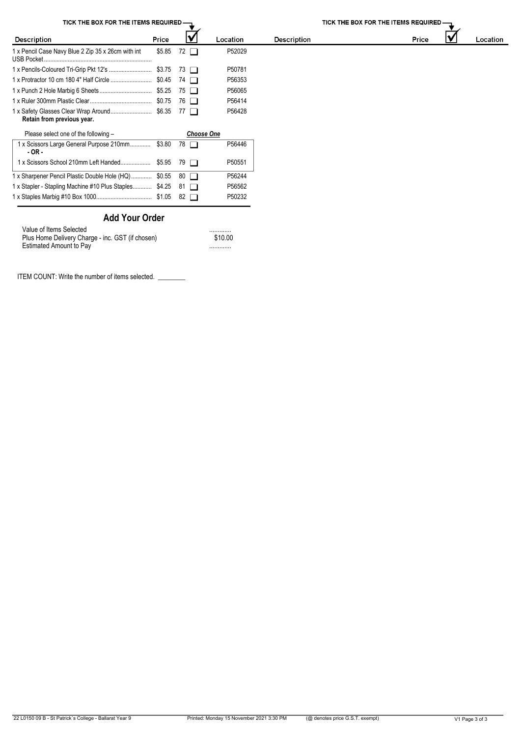TICK THE BOX FOR THE ITEMS REQUIRED

| Description | Price | ☑ | Location |
|---|---|---|---|
| 1 x Pencil Case Navy Blue 2 Zip 35 x 26cm with int USB Pocket | $5.85 | 72 ☐ | P52029 |
| 1 x Pencils-Coloured Tri-Grip Pkt 12's | $3.75 | 73 ☐ | P50781 |
| 1 x Protractor 10 cm 180 4" Half Circle | $0.45 | 74 ☐ | P56353 |
| 1 x Punch 2 Hole Marbig 6 Sheets | $5.25 | 75 ☐ | P56065 |
| 1 x Ruler 300mm Plastic Clear | $0.75 | 76 ☐ | P56414 |
| 1 x Safety Glasses Clear Wrap Around **Retain from previous year.** | $6.35 | 77 ☐ | P56428 |
| Please select one of the following – | | ***Choose One*** | |
| 1 x Scissors Large General Purpose 210mm **- OR -** | $3.80 | 78 ☐ | P56446 |
| 1 x Scissors School 210mm Left Handed | $5.95 | 79 ☐ | P50551 |
| 1 x Sharpener Pencil Plastic Double Hole (HQ) | $0.55 | 80 ☐ | P56244 |
| 1 x Stapler - Stapling Machine #10 Plus Staples | $4.25 | 81 ☐ | P56562 |
| 1 x Staples Marbig #10 Box 1000 | $1.05 | 82 ☐ | P50232 |

## Add Your Order

| | |
|---|---|
| Value of Items Selected | ............ |
| Plus Home Delivery Charge - inc. GST (if chosen) | $10.00 |
| Estimated Amount to Pay | ............ |

ITEM COUNT: Write the number of items selected. ________

22 L0150 09 B - St Patrick's College - Ballarat Year 9 Printed: Monday 15 November 2021 3:30 PM (@ denotes price G.S.T. exempt)